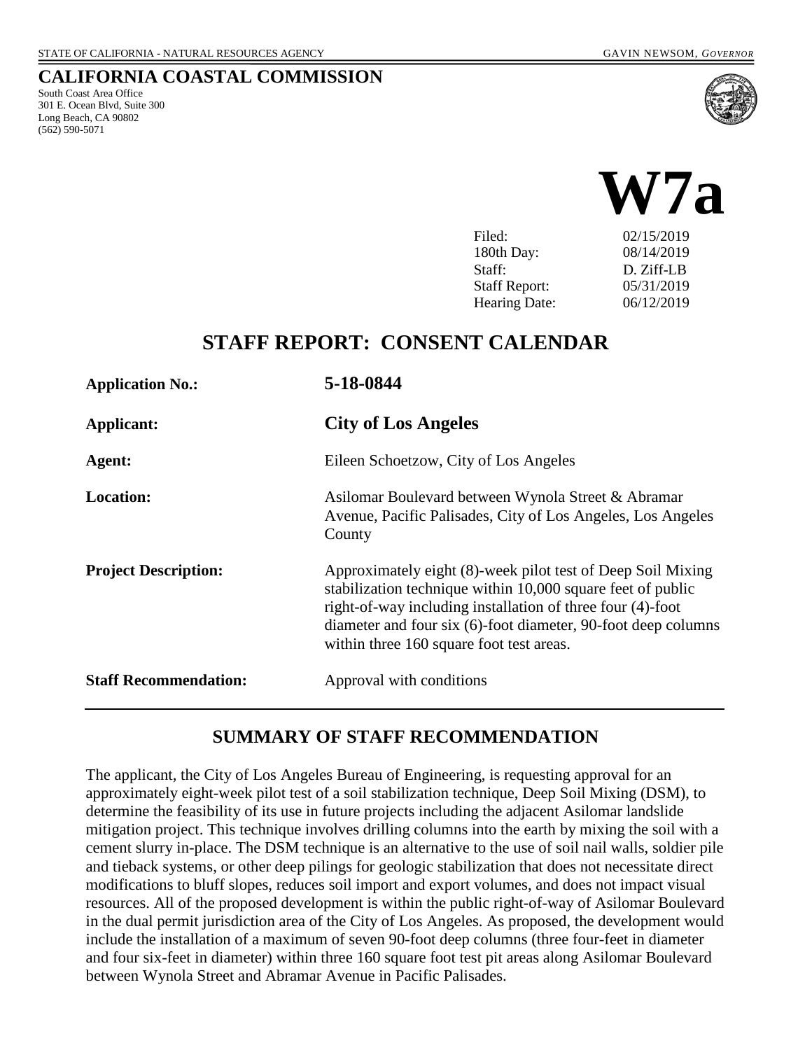STATE OF CALIFORNIA - NATURAL RESOURCES AGENCY GAVIN NEWSOM, *GOVERNOR*

# CALIFORNIA COASTAL COMMISSION

South Coast Area Office
301 E. Ocean Blvd, Suite 300
Long Beach, CA 90802
(562) 590-5071

# W7a

| | |
|---|---|
| Filed: | 02/15/2019 |
| 180th Day: | 08/14/2019 |
| Staff: | D. Ziff-LB |
| Staff Report: | 05/31/2019 |
| Hearing Date: | 06/12/2019 |

## STAFF REPORT: CONSENT CALENDAR

| | |
|---|---|
| **Application No.:** | **5-18-0844** |
| **Applicant:** | **City of Los Angeles** |
| **Agent:** | Eileen Schoetzow, City of Los Angeles |
| **Location:** | Asilomar Boulevard between Wynola Street & Abramar Avenue, Pacific Palisades, City of Los Angeles, Los Angeles County |
| **Project Description:** | Approximately eight (8)-week pilot test of Deep Soil Mixing stabilization technique within 10,000 square feet of public right-of-way including installation of three four (4)-foot diameter and four six (6)-foot diameter, 90-foot deep columns within three 160 square foot test areas. |
| **Staff Recommendation:** | Approval with conditions |

## SUMMARY OF STAFF RECOMMENDATION

The applicant, the City of Los Angeles Bureau of Engineering, is requesting approval for an approximately eight-week pilot test of a soil stabilization technique, Deep Soil Mixing (DSM), to determine the feasibility of its use in future projects including the adjacent Asilomar landslide mitigation project. This technique involves drilling columns into the earth by mixing the soil with a cement slurry in-place. The DSM technique is an alternative to the use of soil nail walls, soldier pile and tieback systems, or other deep pilings for geologic stabilization that does not necessitate direct modifications to bluff slopes, reduces soil import and export volumes, and does not impact visual resources. All of the proposed development is within the public right-of-way of Asilomar Boulevard in the dual permit jurisdiction area of the City of Los Angeles. As proposed, the development would include the installation of a maximum of seven 90-foot deep columns (three four-feet in diameter and four six-feet in diameter) within three 160 square foot test pit areas along Asilomar Boulevard between Wynola Street and Abramar Avenue in Pacific Palisades.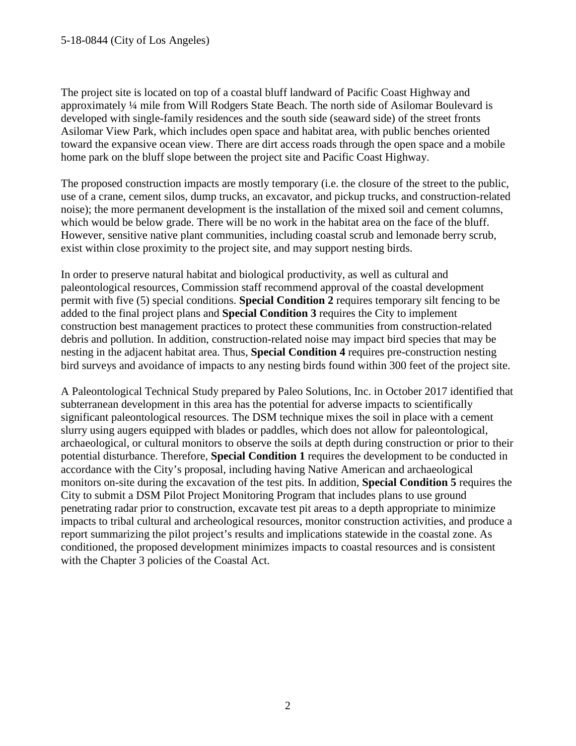The project site is located on top of a coastal bluff landward of Pacific Coast Highway and approximately ¼ mile from Will Rodgers State Beach. The north side of Asilomar Boulevard is developed with single-family residences and the south side (seaward side) of the street fronts Asilomar View Park, which includes open space and habitat area, with public benches oriented toward the expansive ocean view. There are dirt access roads through the open space and a mobile home park on the bluff slope between the project site and Pacific Coast Highway.

The proposed construction impacts are mostly temporary (i.e. the closure of the street to the public, use of a crane, cement silos, dump trucks, an excavator, and pickup trucks, and construction-related noise); the more permanent development is the installation of the mixed soil and cement columns, which would be below grade. There will be no work in the habitat area on the face of the bluff. However, sensitive native plant communities, including coastal scrub and lemonade berry scrub, exist within close proximity to the project site, and may support nesting birds.

In order to preserve natural habitat and biological productivity, as well as cultural and paleontological resources, Commission staff recommend approval of the coastal development permit with five (5) special conditions. **Special Condition 2** requires temporary silt fencing to be added to the final project plans and **Special Condition 3** requires the City to implement construction best management practices to protect these communities from construction-related debris and pollution. In addition, construction-related noise may impact bird species that may be nesting in the adjacent habitat area. Thus, **Special Condition 4** requires pre-construction nesting bird surveys and avoidance of impacts to any nesting birds found within 300 feet of the project site.

A Paleontological Technical Study prepared by Paleo Solutions, Inc. in October 2017 identified that subterranean development in this area has the potential for adverse impacts to scientifically significant paleontological resources. The DSM technique mixes the soil in place with a cement slurry using augers equipped with blades or paddles, which does not allow for paleontological, archaeological, or cultural monitors to observe the soils at depth during construction or prior to their potential disturbance. Therefore, **Special Condition 1** requires the development to be conducted in accordance with the City's proposal, including having Native American and archaeological monitors on-site during the excavation of the test pits. In addition, **Special Condition 5** requires the City to submit a DSM Pilot Project Monitoring Program that includes plans to use ground penetrating radar prior to construction, excavate test pit areas to a depth appropriate to minimize impacts to tribal cultural and archeological resources, monitor construction activities, and produce a report summarizing the pilot project's results and implications statewide in the coastal zone. As conditioned, the proposed development minimizes impacts to coastal resources and is consistent with the Chapter 3 policies of the Coastal Act.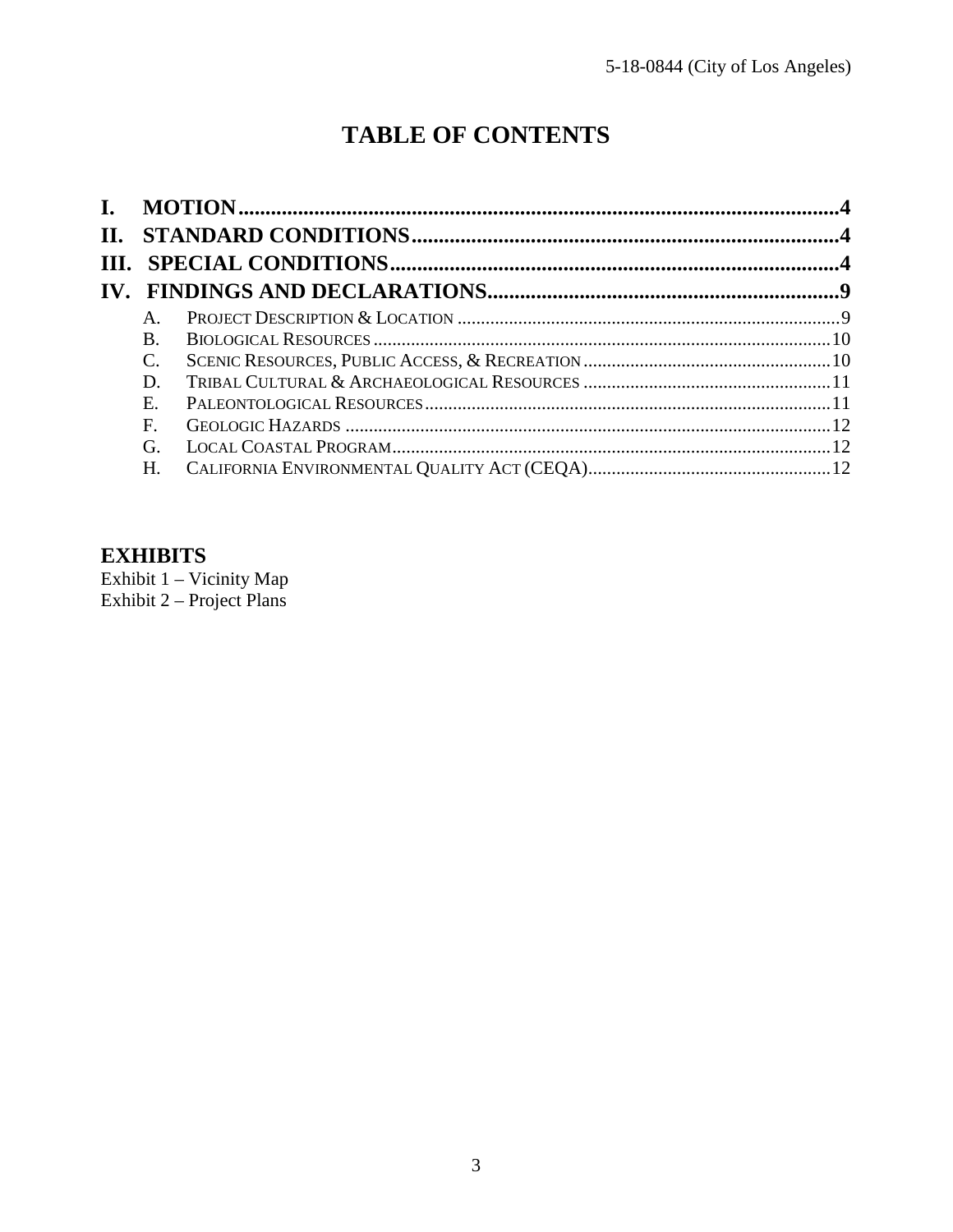# TABLE OF CONTENTS

**I. MOTION** ..... **4**

**II. STANDARD CONDITIONS** ..... **4**

**III. SPECIAL CONDITIONS** ..... **4**

**IV. FINDINGS AND DECLARATIONS** ..... **9**

- A. PROJECT DESCRIPTION & LOCATION ..... 9
- B. BIOLOGICAL RESOURCES ..... 10
- C. SCENIC RESOURCES, PUBLIC ACCESS, & RECREATION ..... 10
- D. TRIBAL CULTURAL & ARCHAEOLOGICAL RESOURCES ..... 11
- E. PALEONTOLOGICAL RESOURCES ..... 11
- F. GEOLOGIC HAZARDS ..... 12
- G. LOCAL COASTAL PROGRAM ..... 12
- H. CALIFORNIA ENVIRONMENTAL QUALITY ACT (CEQA) ..... 12

## EXHIBITS

Exhibit 1 – Vicinity Map
Exhibit 2 – Project Plans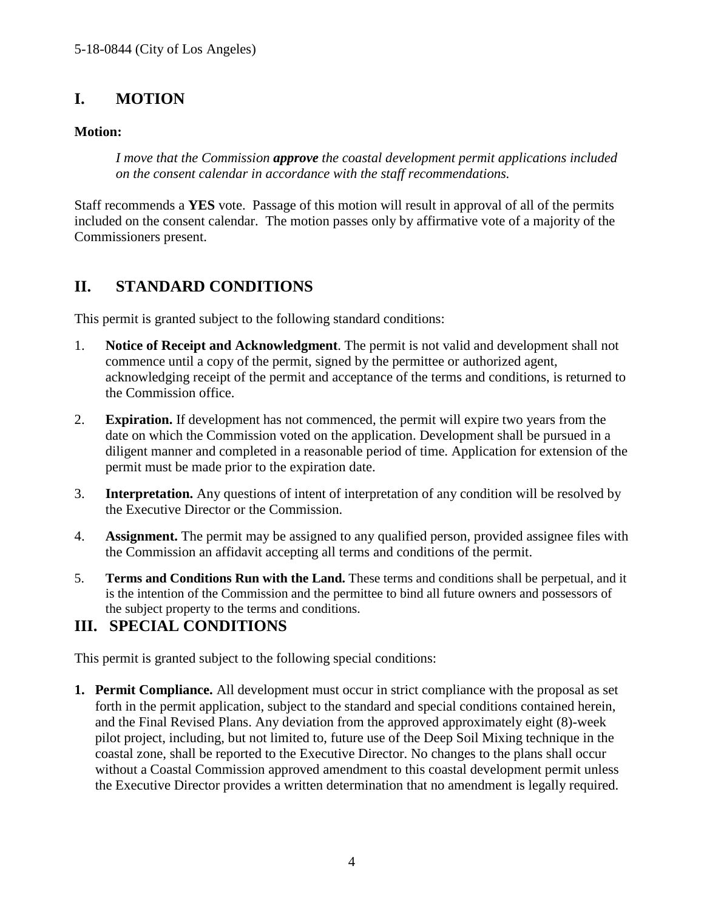## I. MOTION

**Motion:**

> *I move that the Commission **approve** the coastal development permit applications included on the consent calendar in accordance with the staff recommendations.*

Staff recommends a **YES** vote. Passage of this motion will result in approval of all of the permits included on the consent calendar. The motion passes only by affirmative vote of a majority of the Commissioners present.

## II. STANDARD CONDITIONS

This permit is granted subject to the following standard conditions:

1. **Notice of Receipt and Acknowledgment**. The permit is not valid and development shall not commence until a copy of the permit, signed by the permittee or authorized agent, acknowledging receipt of the permit and acceptance of the terms and conditions, is returned to the Commission office.
2. **Expiration.** If development has not commenced, the permit will expire two years from the date on which the Commission voted on the application. Development shall be pursued in a diligent manner and completed in a reasonable period of time. Application for extension of the permit must be made prior to the expiration date.
3. **Interpretation.** Any questions of intent of interpretation of any condition will be resolved by the Executive Director or the Commission.
4. **Assignment.** The permit may be assigned to any qualified person, provided assignee files with the Commission an affidavit accepting all terms and conditions of the permit.
5. **Terms and Conditions Run with the Land.** These terms and conditions shall be perpetual, and it is the intention of the Commission and the permittee to bind all future owners and possessors of the subject property to the terms and conditions.

## III. SPECIAL CONDITIONS

This permit is granted subject to the following special conditions:

1. **Permit Compliance.** All development must occur in strict compliance with the proposal as set forth in the permit application, subject to the standard and special conditions contained herein, and the Final Revised Plans. Any deviation from the approved approximately eight (8)-week pilot project, including, but not limited to, future use of the Deep Soil Mixing technique in the coastal zone, shall be reported to the Executive Director. No changes to the plans shall occur without a Coastal Commission approved amendment to this coastal development permit unless the Executive Director provides a written determination that no amendment is legally required.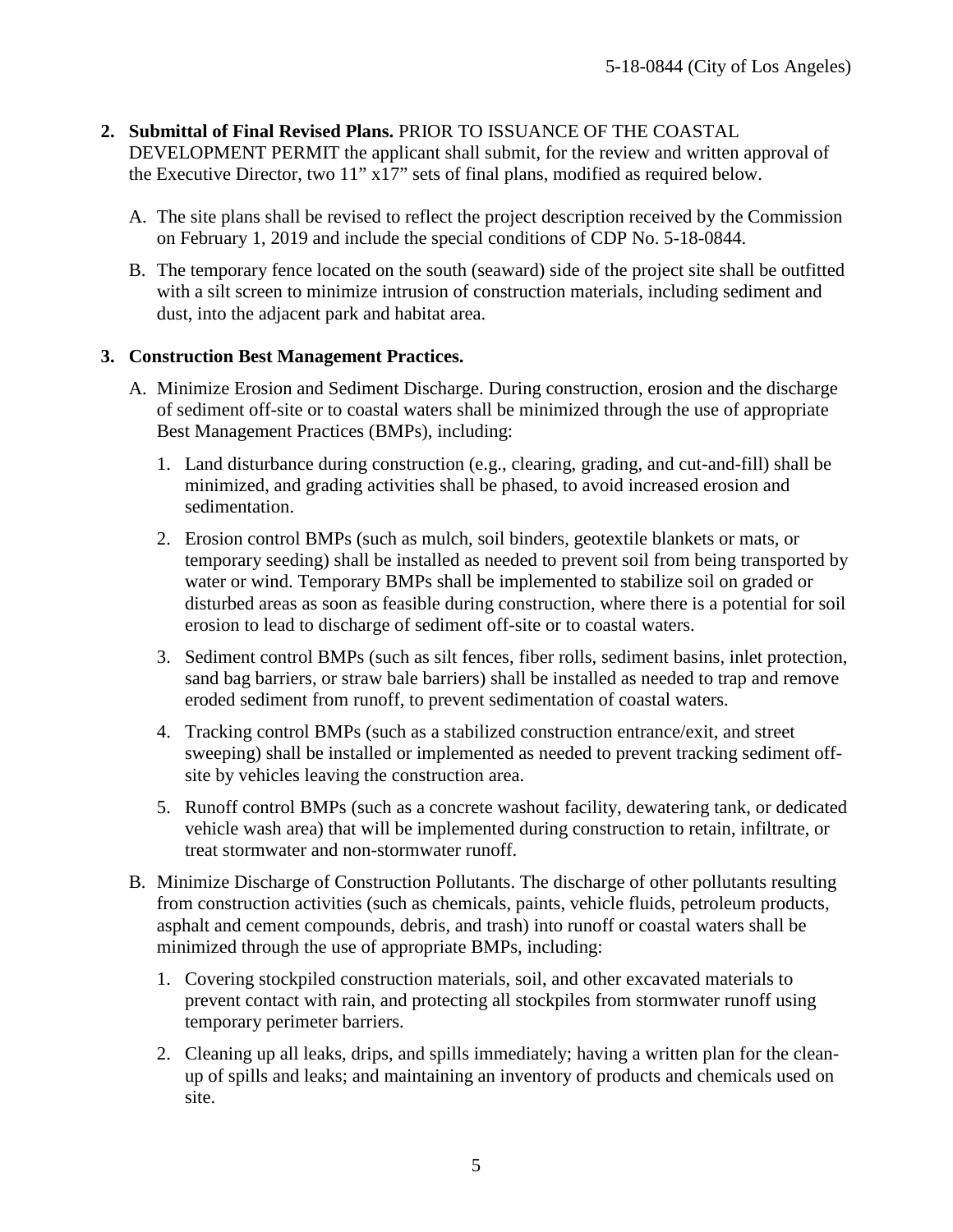2. **Submittal of Final Revised Plans.** PRIOR TO ISSUANCE OF THE COASTAL DEVELOPMENT PERMIT the applicant shall submit, for the review and written approval of the Executive Director, two 11" x17" sets of final plans, modified as required below.

   A. The site plans shall be revised to reflect the project description received by the Commission on February 1, 2019 and include the special conditions of CDP No. 5-18-0844.

   B. The temporary fence located on the south (seaward) side of the project site shall be outfitted with a silt screen to minimize intrusion of construction materials, including sediment and dust, into the adjacent park and habitat area.

3. **Construction Best Management Practices.**

   A. Minimize Erosion and Sediment Discharge. During construction, erosion and the discharge of sediment off-site or to coastal waters shall be minimized through the use of appropriate Best Management Practices (BMPs), including:

      1. Land disturbance during construction (e.g., clearing, grading, and cut-and-fill) shall be minimized, and grading activities shall be phased, to avoid increased erosion and sedimentation.

      2. Erosion control BMPs (such as mulch, soil binders, geotextile blankets or mats, or temporary seeding) shall be installed as needed to prevent soil from being transported by water or wind. Temporary BMPs shall be implemented to stabilize soil on graded or disturbed areas as soon as feasible during construction, where there is a potential for soil erosion to lead to discharge of sediment off-site or to coastal waters.

      3. Sediment control BMPs (such as silt fences, fiber rolls, sediment basins, inlet protection, sand bag barriers, or straw bale barriers) shall be installed as needed to trap and remove eroded sediment from runoff, to prevent sedimentation of coastal waters.

      4. Tracking control BMPs (such as a stabilized construction entrance/exit, and street sweeping) shall be installed or implemented as needed to prevent tracking sediment off-site by vehicles leaving the construction area.

      5. Runoff control BMPs (such as a concrete washout facility, dewatering tank, or dedicated vehicle wash area) that will be implemented during construction to retain, infiltrate, or treat stormwater and non-stormwater runoff.

   B. Minimize Discharge of Construction Pollutants. The discharge of other pollutants resulting from construction activities (such as chemicals, paints, vehicle fluids, petroleum products, asphalt and cement compounds, debris, and trash) into runoff or coastal waters shall be minimized through the use of appropriate BMPs, including:

      1. Covering stockpiled construction materials, soil, and other excavated materials to prevent contact with rain, and protecting all stockpiles from stormwater runoff using temporary perimeter barriers.

      2. Cleaning up all leaks, drips, and spills immediately; having a written plan for the clean-up of spills and leaks; and maintaining an inventory of products and chemicals used on site.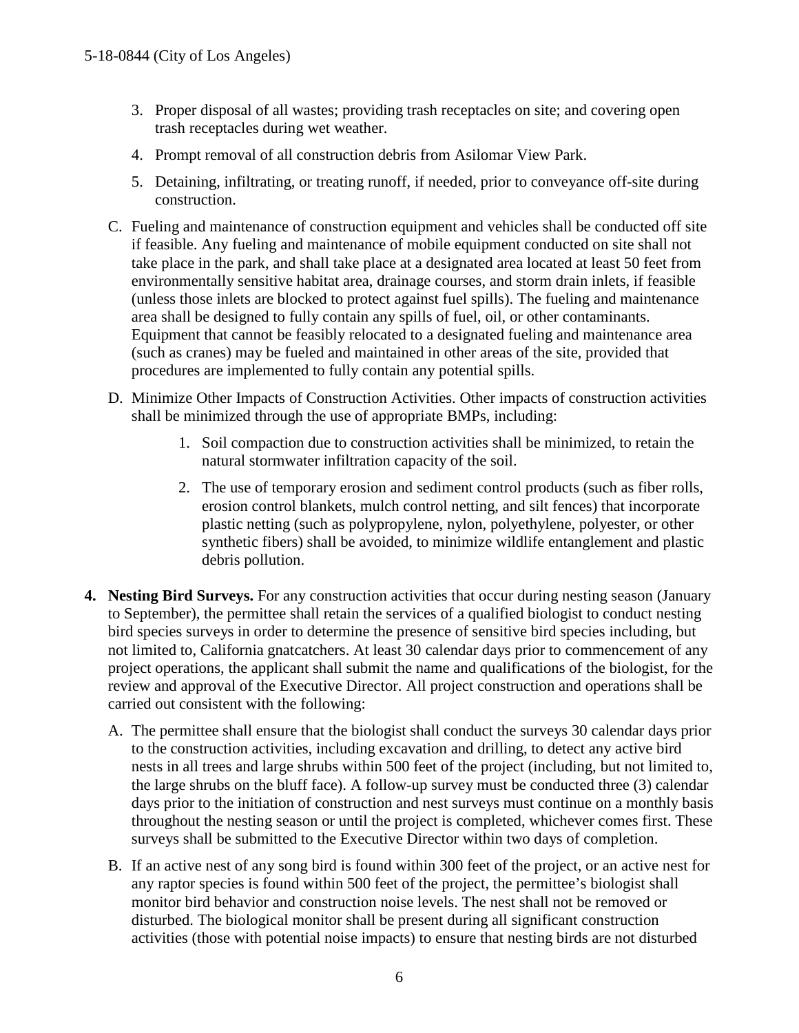3. Proper disposal of all wastes; providing trash receptacles on site; and covering open trash receptacles during wet weather.

4. Prompt removal of all construction debris from Asilomar View Park.

5. Detaining, infiltrating, or treating runoff, if needed, prior to conveyance off-site during construction.

C. Fueling and maintenance of construction equipment and vehicles shall be conducted off site if feasible. Any fueling and maintenance of mobile equipment conducted on site shall not take place in the park, and shall take place at a designated area located at least 50 feet from environmentally sensitive habitat area, drainage courses, and storm drain inlets, if feasible (unless those inlets are blocked to protect against fuel spills). The fueling and maintenance area shall be designed to fully contain any spills of fuel, oil, or other contaminants. Equipment that cannot be feasibly relocated to a designated fueling and maintenance area (such as cranes) may be fueled and maintained in other areas of the site, provided that procedures are implemented to fully contain any potential spills.

D. Minimize Other Impacts of Construction Activities. Other impacts of construction activities shall be minimized through the use of appropriate BMPs, including:

1. Soil compaction due to construction activities shall be minimized, to retain the natural stormwater infiltration capacity of the soil.

2. The use of temporary erosion and sediment control products (such as fiber rolls, erosion control blankets, mulch control netting, and silt fences) that incorporate plastic netting (such as polypropylene, nylon, polyethylene, polyester, or other synthetic fibers) shall be avoided, to minimize wildlife entanglement and plastic debris pollution.

**4. Nesting Bird Surveys.** For any construction activities that occur during nesting season (January to September), the permittee shall retain the services of a qualified biologist to conduct nesting bird species surveys in order to determine the presence of sensitive bird species including, but not limited to, California gnatcatchers. At least 30 calendar days prior to commencement of any project operations, the applicant shall submit the name and qualifications of the biologist, for the review and approval of the Executive Director. All project construction and operations shall be carried out consistent with the following:

A. The permittee shall ensure that the biologist shall conduct the surveys 30 calendar days prior to the construction activities, including excavation and drilling, to detect any active bird nests in all trees and large shrubs within 500 feet of the project (including, but not limited to, the large shrubs on the bluff face). A follow-up survey must be conducted three (3) calendar days prior to the initiation of construction and nest surveys must continue on a monthly basis throughout the nesting season or until the project is completed, whichever comes first. These surveys shall be submitted to the Executive Director within two days of completion.

B. If an active nest of any song bird is found within 300 feet of the project, or an active nest for any raptor species is found within 500 feet of the project, the permittee's biologist shall monitor bird behavior and construction noise levels. The nest shall not be removed or disturbed. The biological monitor shall be present during all significant construction activities (those with potential noise impacts) to ensure that nesting birds are not disturbed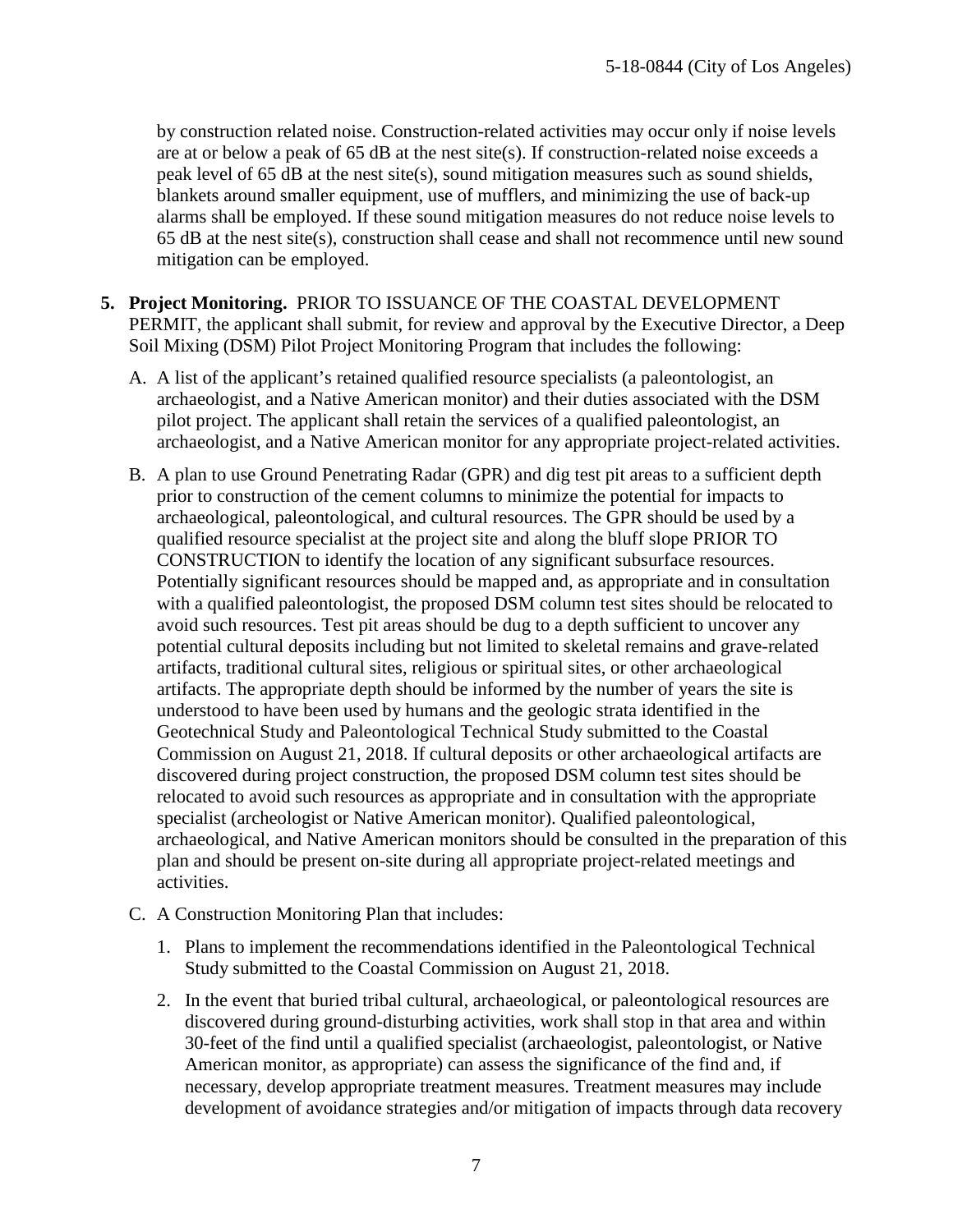by construction related noise. Construction-related activities may occur only if noise levels are at or below a peak of 65 dB at the nest site(s). If construction-related noise exceeds a peak level of 65 dB at the nest site(s), sound mitigation measures such as sound shields, blankets around smaller equipment, use of mufflers, and minimizing the use of back-up alarms shall be employed. If these sound mitigation measures do not reduce noise levels to 65 dB at the nest site(s), construction shall cease and shall not recommence until new sound mitigation can be employed.

5. **Project Monitoring.** PRIOR TO ISSUANCE OF THE COASTAL DEVELOPMENT PERMIT, the applicant shall submit, for review and approval by the Executive Director, a Deep Soil Mixing (DSM) Pilot Project Monitoring Program that includes the following:

   A. A list of the applicant's retained qualified resource specialists (a paleontologist, an archaeologist, and a Native American monitor) and their duties associated with the DSM pilot project. The applicant shall retain the services of a qualified paleontologist, an archaeologist, and a Native American monitor for any appropriate project-related activities.

   B. A plan to use Ground Penetrating Radar (GPR) and dig test pit areas to a sufficient depth prior to construction of the cement columns to minimize the potential for impacts to archaeological, paleontological, and cultural resources. The GPR should be used by a qualified resource specialist at the project site and along the bluff slope PRIOR TO CONSTRUCTION to identify the location of any significant subsurface resources. Potentially significant resources should be mapped and, as appropriate and in consultation with a qualified paleontologist, the proposed DSM column test sites should be relocated to avoid such resources. Test pit areas should be dug to a depth sufficient to uncover any potential cultural deposits including but not limited to skeletal remains and grave-related artifacts, traditional cultural sites, religious or spiritual sites, or other archaeological artifacts. The appropriate depth should be informed by the number of years the site is understood to have been used by humans and the geologic strata identified in the Geotechnical Study and Paleontological Technical Study submitted to the Coastal Commission on August 21, 2018. If cultural deposits or other archaeological artifacts are discovered during project construction, the proposed DSM column test sites should be relocated to avoid such resources as appropriate and in consultation with the appropriate specialist (archeologist or Native American monitor). Qualified paleontological, archaeological, and Native American monitors should be consulted in the preparation of this plan and should be present on-site during all appropriate project-related meetings and activities.

   C. A Construction Monitoring Plan that includes:

      1. Plans to implement the recommendations identified in the Paleontological Technical Study submitted to the Coastal Commission on August 21, 2018.

      2. In the event that buried tribal cultural, archaeological, or paleontological resources are discovered during ground-disturbing activities, work shall stop in that area and within 30-feet of the find until a qualified specialist (archaeologist, paleontologist, or Native American monitor, as appropriate) can assess the significance of the find and, if necessary, develop appropriate treatment measures. Treatment measures may include development of avoidance strategies and/or mitigation of impacts through data recovery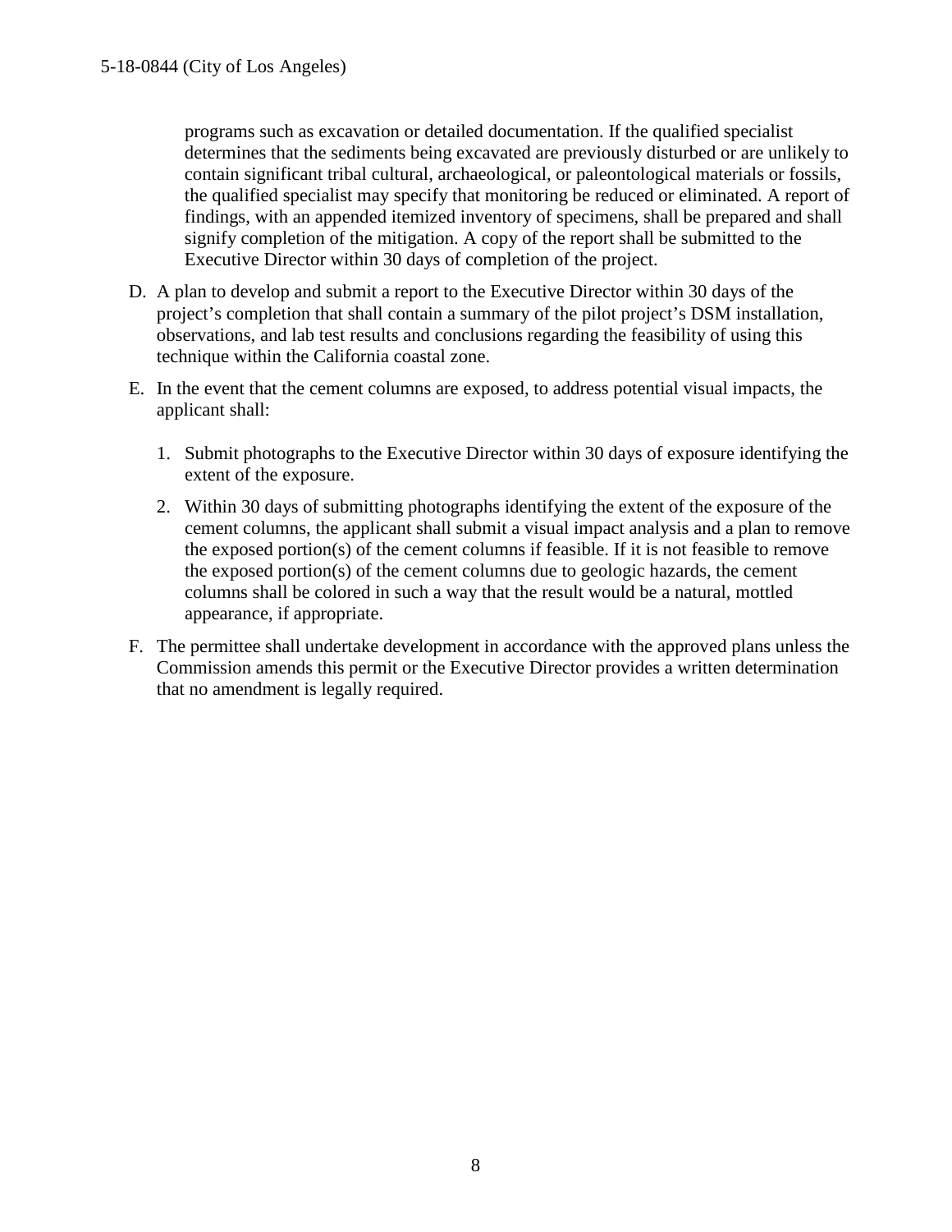programs such as excavation or detailed documentation. If the qualified specialist determines that the sediments being excavated are previously disturbed or are unlikely to contain significant tribal cultural, archaeological, or paleontological materials or fossils, the qualified specialist may specify that monitoring be reduced or eliminated. A report of findings, with an appended itemized inventory of specimens, shall be prepared and shall signify completion of the mitigation. A copy of the report shall be submitted to the Executive Director within 30 days of completion of the project.

D. A plan to develop and submit a report to the Executive Director within 30 days of the project's completion that shall contain a summary of the pilot project's DSM installation, observations, and lab test results and conclusions regarding the feasibility of using this technique within the California coastal zone.

E. In the event that the cement columns are exposed, to address potential visual impacts, the applicant shall:

   1. Submit photographs to the Executive Director within 30 days of exposure identifying the extent of the exposure.

   2. Within 30 days of submitting photographs identifying the extent of the exposure of the cement columns, the applicant shall submit a visual impact analysis and a plan to remove the exposed portion(s) of the cement columns if feasible. If it is not feasible to remove the exposed portion(s) of the cement columns due to geologic hazards, the cement columns shall be colored in such a way that the result would be a natural, mottled appearance, if appropriate.

F. The permittee shall undertake development in accordance with the approved plans unless the Commission amends this permit or the Executive Director provides a written determination that no amendment is legally required.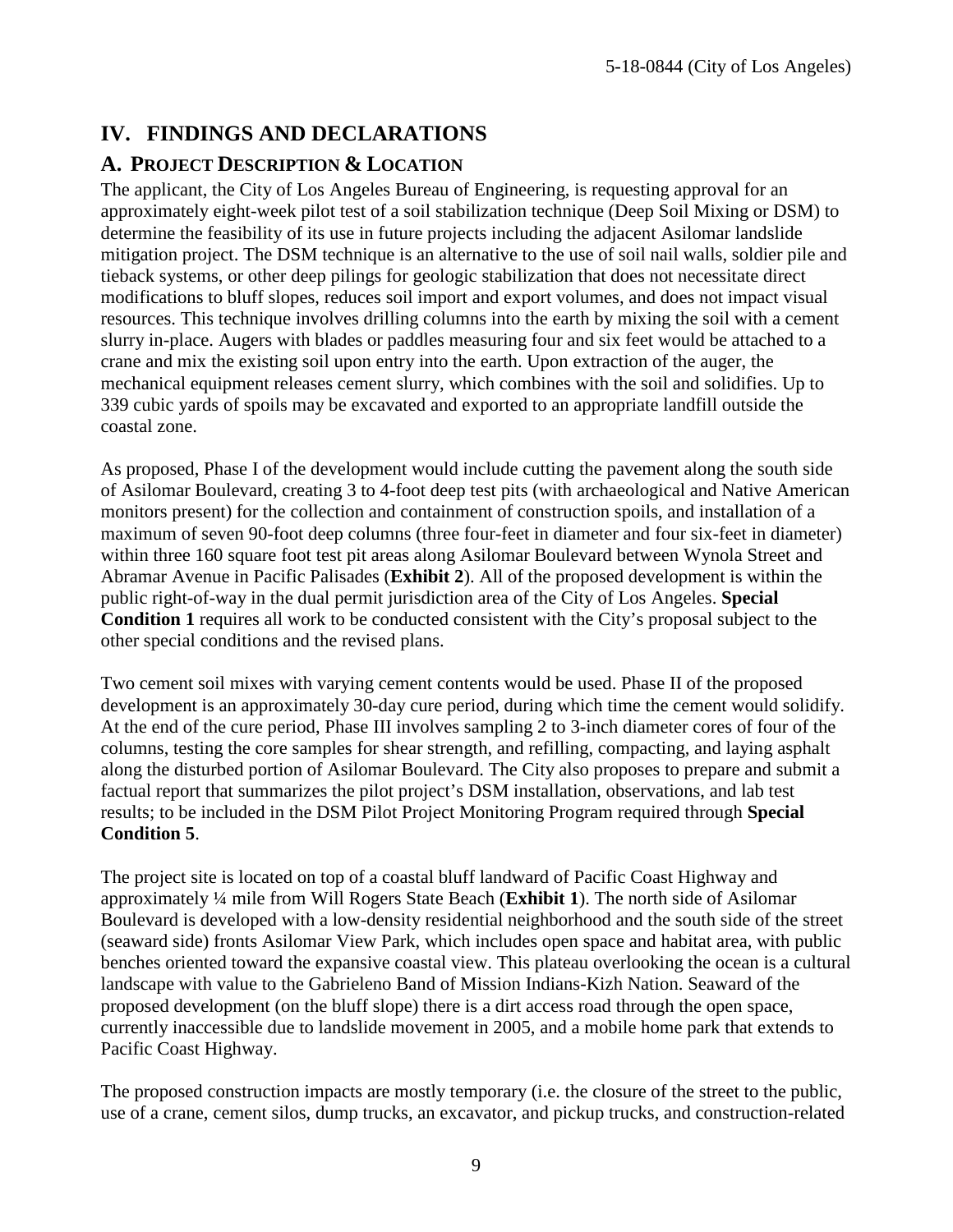# IV. FINDINGS AND DECLARATIONS

## A. PROJECT DESCRIPTION & LOCATION

The applicant, the City of Los Angeles Bureau of Engineering, is requesting approval for an approximately eight-week pilot test of a soil stabilization technique (Deep Soil Mixing or DSM) to determine the feasibility of its use in future projects including the adjacent Asilomar landslide mitigation project. The DSM technique is an alternative to the use of soil nail walls, soldier pile and tieback systems, or other deep pilings for geologic stabilization that does not necessitate direct modifications to bluff slopes, reduces soil import and export volumes, and does not impact visual resources. This technique involves drilling columns into the earth by mixing the soil with a cement slurry in-place. Augers with blades or paddles measuring four and six feet would be attached to a crane and mix the existing soil upon entry into the earth. Upon extraction of the auger, the mechanical equipment releases cement slurry, which combines with the soil and solidifies. Up to 339 cubic yards of spoils may be excavated and exported to an appropriate landfill outside the coastal zone.

As proposed, Phase I of the development would include cutting the pavement along the south side of Asilomar Boulevard, creating 3 to 4-foot deep test pits (with archaeological and Native American monitors present) for the collection and containment of construction spoils, and installation of a maximum of seven 90-foot deep columns (three four-feet in diameter and four six-feet in diameter) within three 160 square foot test pit areas along Asilomar Boulevard between Wynola Street and Abramar Avenue in Pacific Palisades (**Exhibit 2**). All of the proposed development is within the public right-of-way in the dual permit jurisdiction area of the City of Los Angeles. **Special Condition 1** requires all work to be conducted consistent with the City's proposal subject to the other special conditions and the revised plans.

Two cement soil mixes with varying cement contents would be used. Phase II of the proposed development is an approximately 30-day cure period, during which time the cement would solidify. At the end of the cure period, Phase III involves sampling 2 to 3-inch diameter cores of four of the columns, testing the core samples for shear strength, and refilling, compacting, and laying asphalt along the disturbed portion of Asilomar Boulevard. The City also proposes to prepare and submit a factual report that summarizes the pilot project's DSM installation, observations, and lab test results; to be included in the DSM Pilot Project Monitoring Program required through **Special Condition 5**.

The project site is located on top of a coastal bluff landward of Pacific Coast Highway and approximately ¼ mile from Will Rogers State Beach (**Exhibit 1**). The north side of Asilomar Boulevard is developed with a low-density residential neighborhood and the south side of the street (seaward side) fronts Asilomar View Park, which includes open space and habitat area, with public benches oriented toward the expansive coastal view. This plateau overlooking the ocean is a cultural landscape with value to the Gabrieleno Band of Mission Indians-Kizh Nation. Seaward of the proposed development (on the bluff slope) there is a dirt access road through the open space, currently inaccessible due to landslide movement in 2005, and a mobile home park that extends to Pacific Coast Highway.

The proposed construction impacts are mostly temporary (i.e. the closure of the street to the public, use of a crane, cement silos, dump trucks, an excavator, and pickup trucks, and construction-related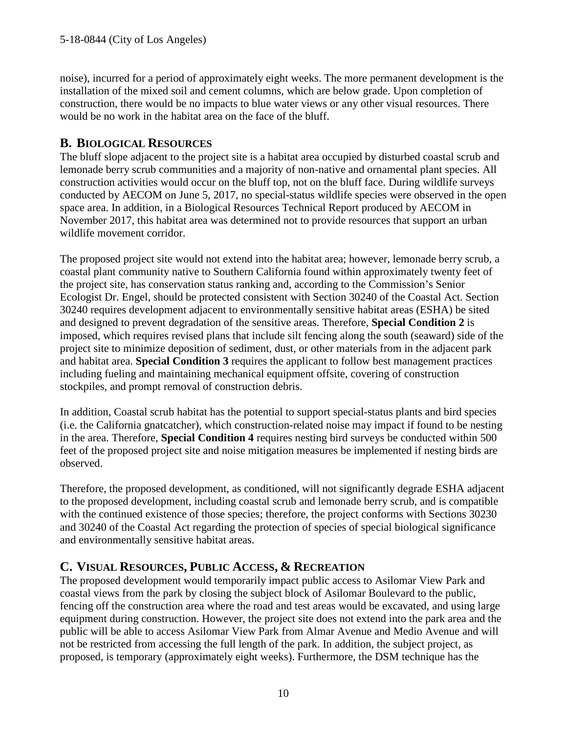noise), incurred for a period of approximately eight weeks. The more permanent development is the installation of the mixed soil and cement columns, which are below grade. Upon completion of construction, there would be no impacts to blue water views or any other visual resources. There would be no work in the habitat area on the face of the bluff.

## B. BIOLOGICAL RESOURCES

The bluff slope adjacent to the project site is a habitat area occupied by disturbed coastal scrub and lemonade berry scrub communities and a majority of non-native and ornamental plant species. All construction activities would occur on the bluff top, not on the bluff face. During wildlife surveys conducted by AECOM on June 5, 2017, no special-status wildlife species were observed in the open space area. In addition, in a Biological Resources Technical Report produced by AECOM in November 2017, this habitat area was determined not to provide resources that support an urban wildlife movement corridor.

The proposed project site would not extend into the habitat area; however, lemonade berry scrub, a coastal plant community native to Southern California found within approximately twenty feet of the project site, has conservation status ranking and, according to the Commission's Senior Ecologist Dr. Engel, should be protected consistent with Section 30240 of the Coastal Act. Section 30240 requires development adjacent to environmentally sensitive habitat areas (ESHA) be sited and designed to prevent degradation of the sensitive areas. Therefore, **Special Condition 2** is imposed, which requires revised plans that include silt fencing along the south (seaward) side of the project site to minimize deposition of sediment, dust, or other materials from in the adjacent park and habitat area. **Special Condition 3** requires the applicant to follow best management practices including fueling and maintaining mechanical equipment offsite, covering of construction stockpiles, and prompt removal of construction debris.

In addition, Coastal scrub habitat has the potential to support special-status plants and bird species (i.e. the California gnatcatcher), which construction-related noise may impact if found to be nesting in the area. Therefore, **Special Condition 4** requires nesting bird surveys be conducted within 500 feet of the proposed project site and noise mitigation measures be implemented if nesting birds are observed.

Therefore, the proposed development, as conditioned, will not significantly degrade ESHA adjacent to the proposed development, including coastal scrub and lemonade berry scrub, and is compatible with the continued existence of those species; therefore, the project conforms with Sections 30230 and 30240 of the Coastal Act regarding the protection of species of special biological significance and environmentally sensitive habitat areas.

## C. VISUAL RESOURCES, PUBLIC ACCESS, & RECREATION

The proposed development would temporarily impact public access to Asilomar View Park and coastal views from the park by closing the subject block of Asilomar Boulevard to the public, fencing off the construction area where the road and test areas would be excavated, and using large equipment during construction. However, the project site does not extend into the park area and the public will be able to access Asilomar View Park from Almar Avenue and Medio Avenue and will not be restricted from accessing the full length of the park. In addition, the subject project, as proposed, is temporary (approximately eight weeks). Furthermore, the DSM technique has the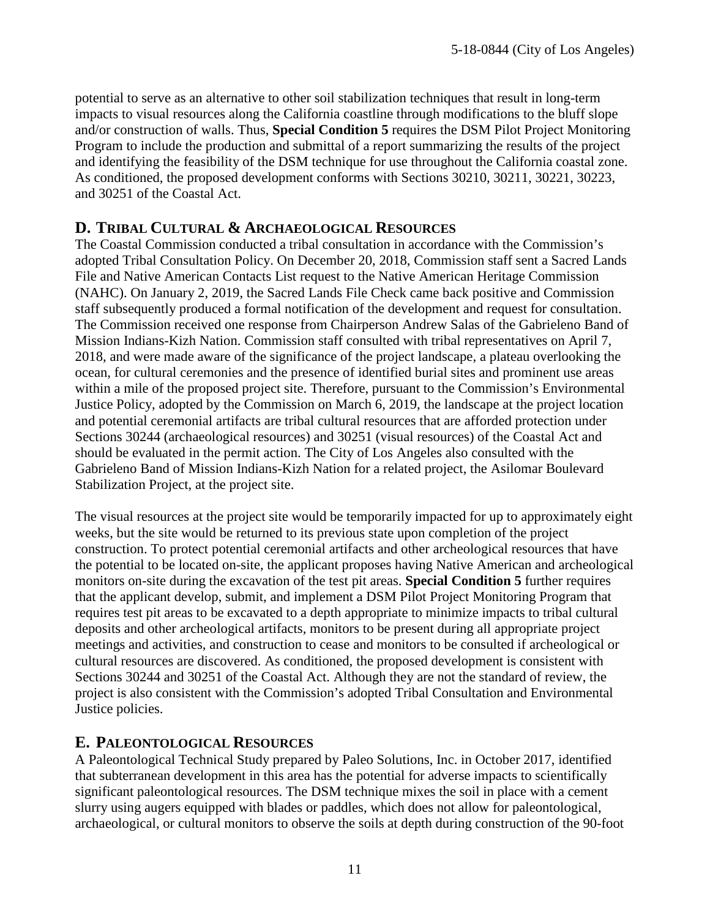potential to serve as an alternative to other soil stabilization techniques that result in long-term impacts to visual resources along the California coastline through modifications to the bluff slope and/or construction of walls. Thus, **Special Condition 5** requires the DSM Pilot Project Monitoring Program to include the production and submittal of a report summarizing the results of the project and identifying the feasibility of the DSM technique for use throughout the California coastal zone. As conditioned, the proposed development conforms with Sections 30210, 30211, 30221, 30223, and 30251 of the Coastal Act.

## D. Tribal Cultural & Archaeological Resources

The Coastal Commission conducted a tribal consultation in accordance with the Commission's adopted Tribal Consultation Policy. On December 20, 2018, Commission staff sent a Sacred Lands File and Native American Contacts List request to the Native American Heritage Commission (NAHC). On January 2, 2019, the Sacred Lands File Check came back positive and Commission staff subsequently produced a formal notification of the development and request for consultation. The Commission received one response from Chairperson Andrew Salas of the Gabrieleno Band of Mission Indians-Kizh Nation. Commission staff consulted with tribal representatives on April 7, 2018, and were made aware of the significance of the project landscape, a plateau overlooking the ocean, for cultural ceremonies and the presence of identified burial sites and prominent use areas within a mile of the proposed project site. Therefore, pursuant to the Commission's Environmental Justice Policy, adopted by the Commission on March 6, 2019, the landscape at the project location and potential ceremonial artifacts are tribal cultural resources that are afforded protection under Sections 30244 (archaeological resources) and 30251 (visual resources) of the Coastal Act and should be evaluated in the permit action. The City of Los Angeles also consulted with the Gabrieleno Band of Mission Indians-Kizh Nation for a related project, the Asilomar Boulevard Stabilization Project, at the project site.

The visual resources at the project site would be temporarily impacted for up to approximately eight weeks, but the site would be returned to its previous state upon completion of the project construction. To protect potential ceremonial artifacts and other archeological resources that have the potential to be located on-site, the applicant proposes having Native American and archeological monitors on-site during the excavation of the test pit areas. **Special Condition 5** further requires that the applicant develop, submit, and implement a DSM Pilot Project Monitoring Program that requires test pit areas to be excavated to a depth appropriate to minimize impacts to tribal cultural deposits and other archeological artifacts, monitors to be present during all appropriate project meetings and activities, and construction to cease and monitors to be consulted if archeological or cultural resources are discovered. As conditioned, the proposed development is consistent with Sections 30244 and 30251 of the Coastal Act. Although they are not the standard of review, the project is also consistent with the Commission's adopted Tribal Consultation and Environmental Justice policies.

## E. Paleontological Resources

A Paleontological Technical Study prepared by Paleo Solutions, Inc. in October 2017, identified that subterranean development in this area has the potential for adverse impacts to scientifically significant paleontological resources. The DSM technique mixes the soil in place with a cement slurry using augers equipped with blades or paddles, which does not allow for paleontological, archaeological, or cultural monitors to observe the soils at depth during construction of the 90-foot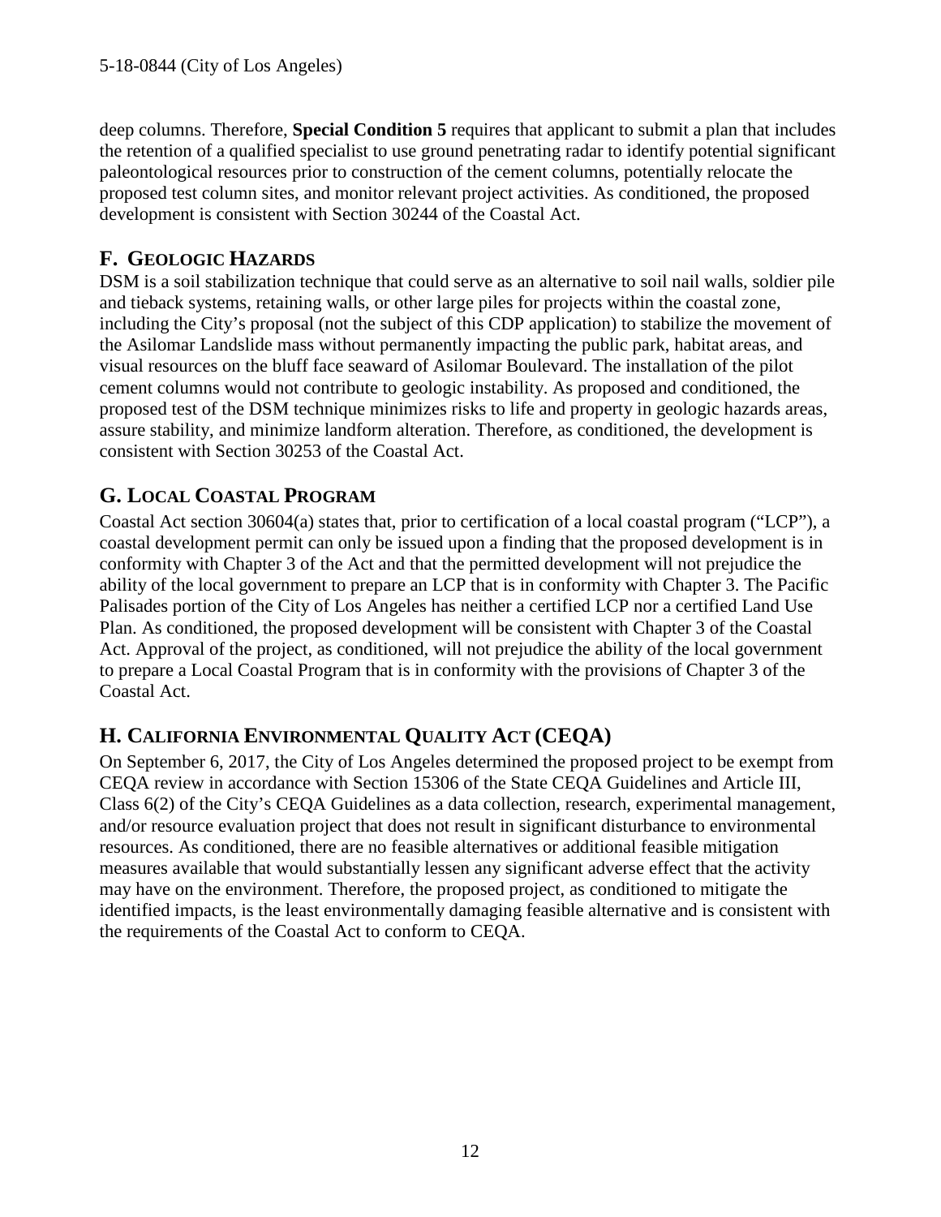deep columns. Therefore, **Special Condition 5** requires that applicant to submit a plan that includes the retention of a qualified specialist to use ground penetrating radar to identify potential significant paleontological resources prior to construction of the cement columns, potentially relocate the proposed test column sites, and monitor relevant project activities. As conditioned, the proposed development is consistent with Section 30244 of the Coastal Act.

## F. GEOLOGIC HAZARDS

DSM is a soil stabilization technique that could serve as an alternative to soil nail walls, soldier pile and tieback systems, retaining walls, or other large piles for projects within the coastal zone, including the City's proposal (not the subject of this CDP application) to stabilize the movement of the Asilomar Landslide mass without permanently impacting the public park, habitat areas, and visual resources on the bluff face seaward of Asilomar Boulevard. The installation of the pilot cement columns would not contribute to geologic instability. As proposed and conditioned, the proposed test of the DSM technique minimizes risks to life and property in geologic hazards areas, assure stability, and minimize landform alteration. Therefore, as conditioned, the development is consistent with Section 30253 of the Coastal Act.

## G. LOCAL COASTAL PROGRAM

Coastal Act section 30604(a) states that, prior to certification of a local coastal program ("LCP"), a coastal development permit can only be issued upon a finding that the proposed development is in conformity with Chapter 3 of the Act and that the permitted development will not prejudice the ability of the local government to prepare an LCP that is in conformity with Chapter 3. The Pacific Palisades portion of the City of Los Angeles has neither a certified LCP nor a certified Land Use Plan. As conditioned, the proposed development will be consistent with Chapter 3 of the Coastal Act. Approval of the project, as conditioned, will not prejudice the ability of the local government to prepare a Local Coastal Program that is in conformity with the provisions of Chapter 3 of the Coastal Act.

## H. CALIFORNIA ENVIRONMENTAL QUALITY ACT (CEQA)

On September 6, 2017, the City of Los Angeles determined the proposed project to be exempt from CEQA review in accordance with Section 15306 of the State CEQA Guidelines and Article III, Class 6(2) of the City's CEQA Guidelines as a data collection, research, experimental management, and/or resource evaluation project that does not result in significant disturbance to environmental resources. As conditioned, there are no feasible alternatives or additional feasible mitigation measures available that would substantially lessen any significant adverse effect that the activity may have on the environment. Therefore, the proposed project, as conditioned to mitigate the identified impacts, is the least environmentally damaging feasible alternative and is consistent with the requirements of the Coastal Act to conform to CEQA.